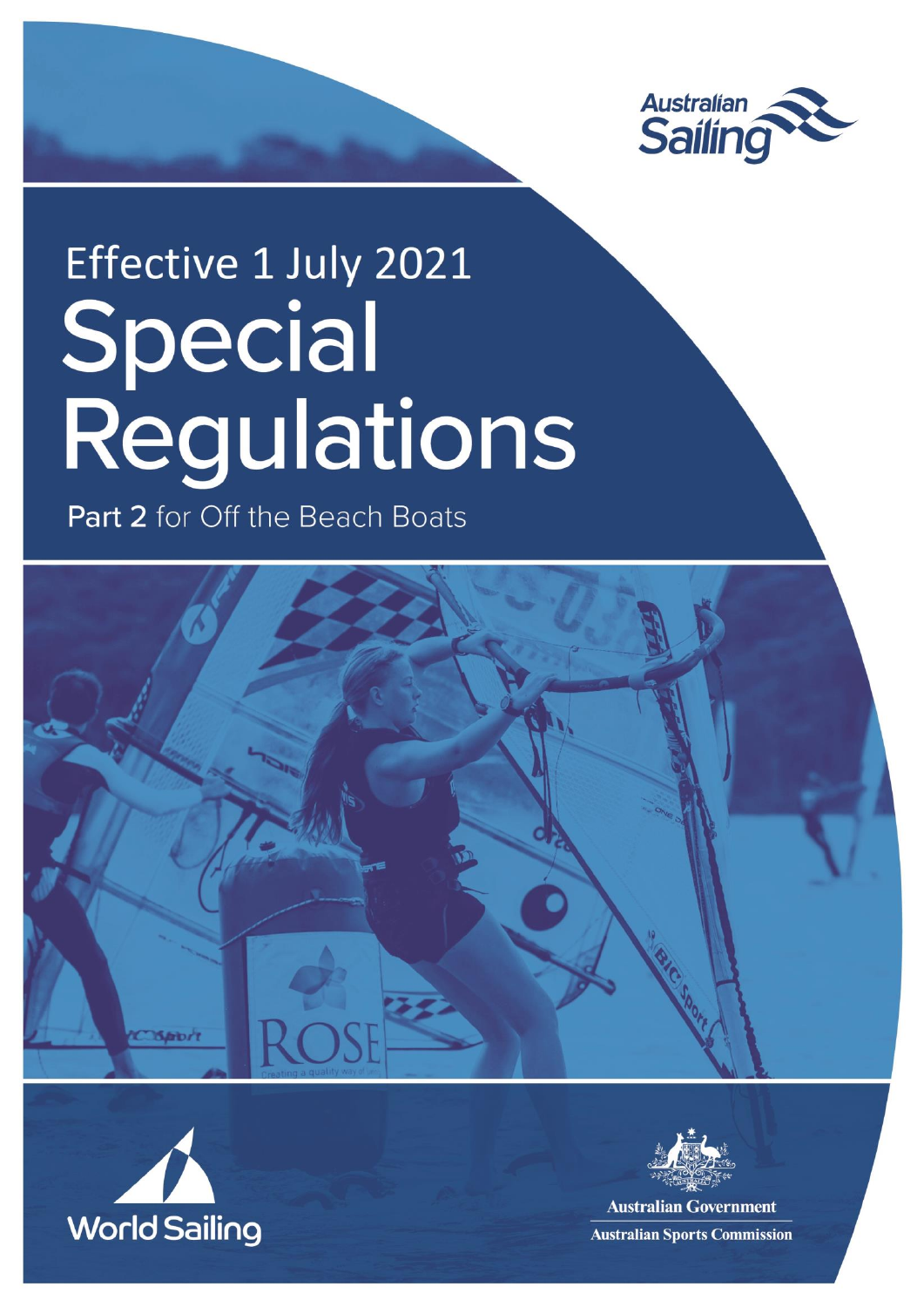Australian Sailing

Effective 1 July 2021

# Special Regulations

## Part 2 for Off the Beach Boats

World Sailing

Australian Government
Australian Sports Commission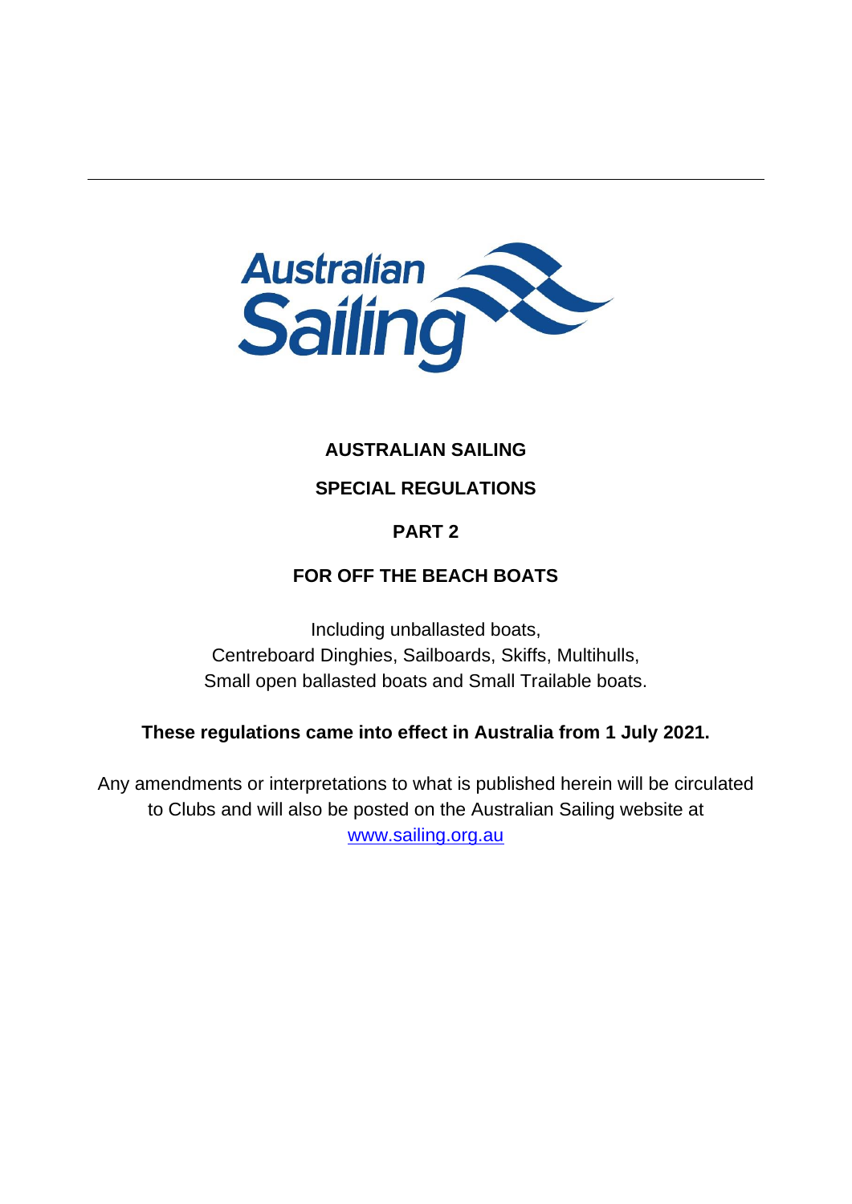# AUSTRALIAN SAILING

# SPECIAL REGULATIONS

# PART 2

# FOR OFF THE BEACH BOATS

Including unballasted boats,
Centreboard Dinghies, Sailboards, Skiffs, Multihulls,
Small open ballasted boats and Small Trailable boats.

**These regulations came into effect in Australia from 1 July 2021.**

Any amendments or interpretations to what is published herein will be circulated to Clubs and will also be posted on the Australian Sailing website at www.sailing.org.au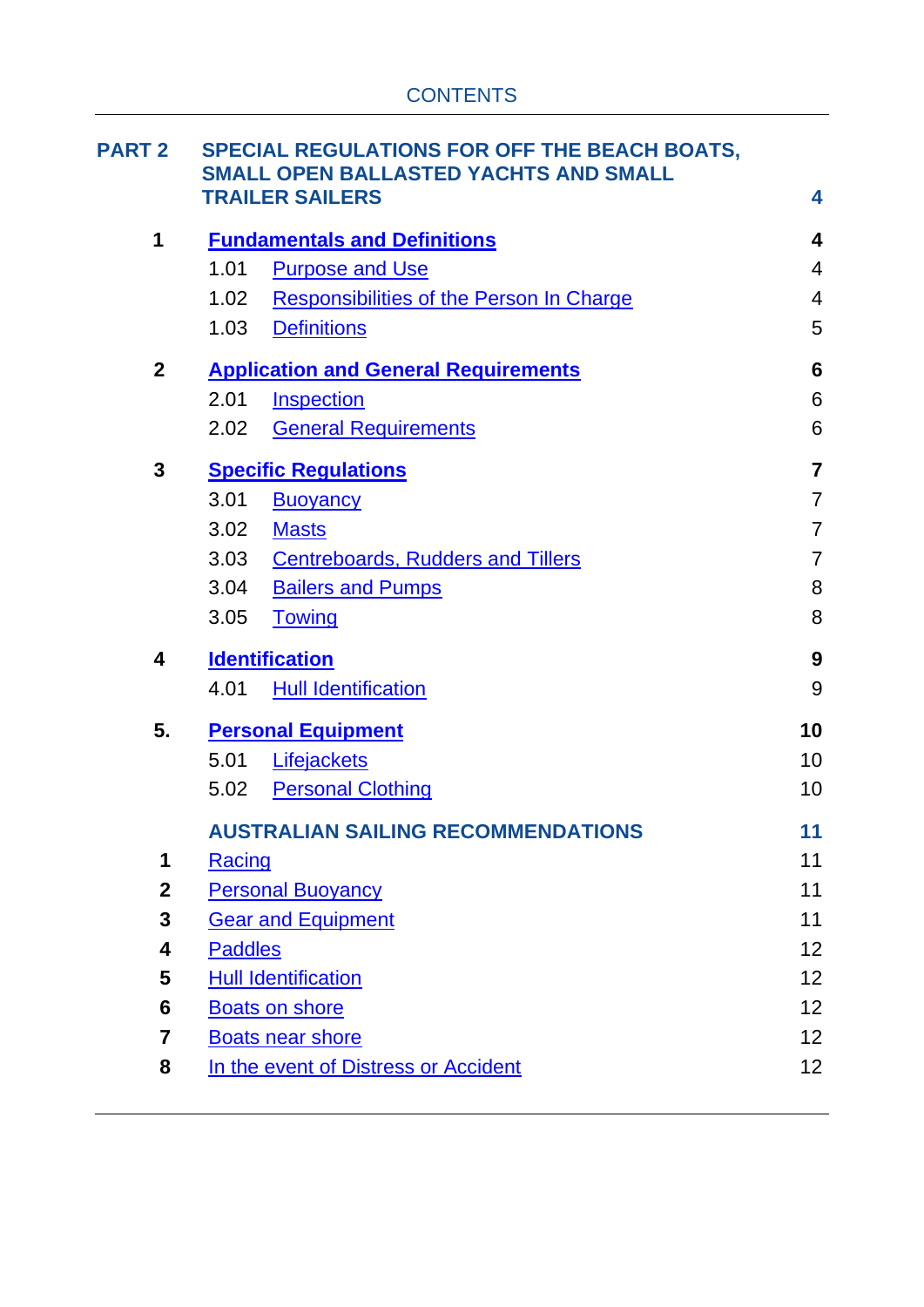# CONTENTS

| | | |
|---|---|---|
| **PART 2** | **SPECIAL REGULATIONS FOR OFF THE BEACH BOATS, SMALL OPEN BALLASTED YACHTS AND SMALL TRAILER SAILERS** | **4** |
| **1** | **Fundamentals and Definitions** | **4** |
| | 1.01 Purpose and Use | 4 |
| | 1.02 Responsibilities of the Person In Charge | 4 |
| | 1.03 Definitions | 5 |
| **2** | **Application and General Requirements** | **6** |
| | 2.01 Inspection | 6 |
| | 2.02 General Requirements | 6 |
| **3** | **Specific Regulations** | **7** |
| | 3.01 Buoyancy | 7 |
| | 3.02 Masts | 7 |
| | 3.03 Centreboards, Rudders and Tillers | 7 |
| | 3.04 Bailers and Pumps | 8 |
| | 3.05 Towing | 8 |
| **4** | **Identification** | **9** |
| | 4.01 Hull Identification | 9 |
| **5.** | **Personal Equipment** | **10** |
| | 5.01 Lifejackets | 10 |
| | 5.02 Personal Clothing | 10 |
| | **AUSTRALIAN SAILING RECOMMENDATIONS** | **11** |
| **1** | Racing | 11 |
| **2** | Personal Buoyancy | 11 |
| **3** | Gear and Equipment | 11 |
| **4** | Paddles | 12 |
| **5** | Hull Identification | 12 |
| **6** | Boats on shore | 12 |
| **7** | Boats near shore | 12 |
| **8** | In the event of Distress or Accident | 12 |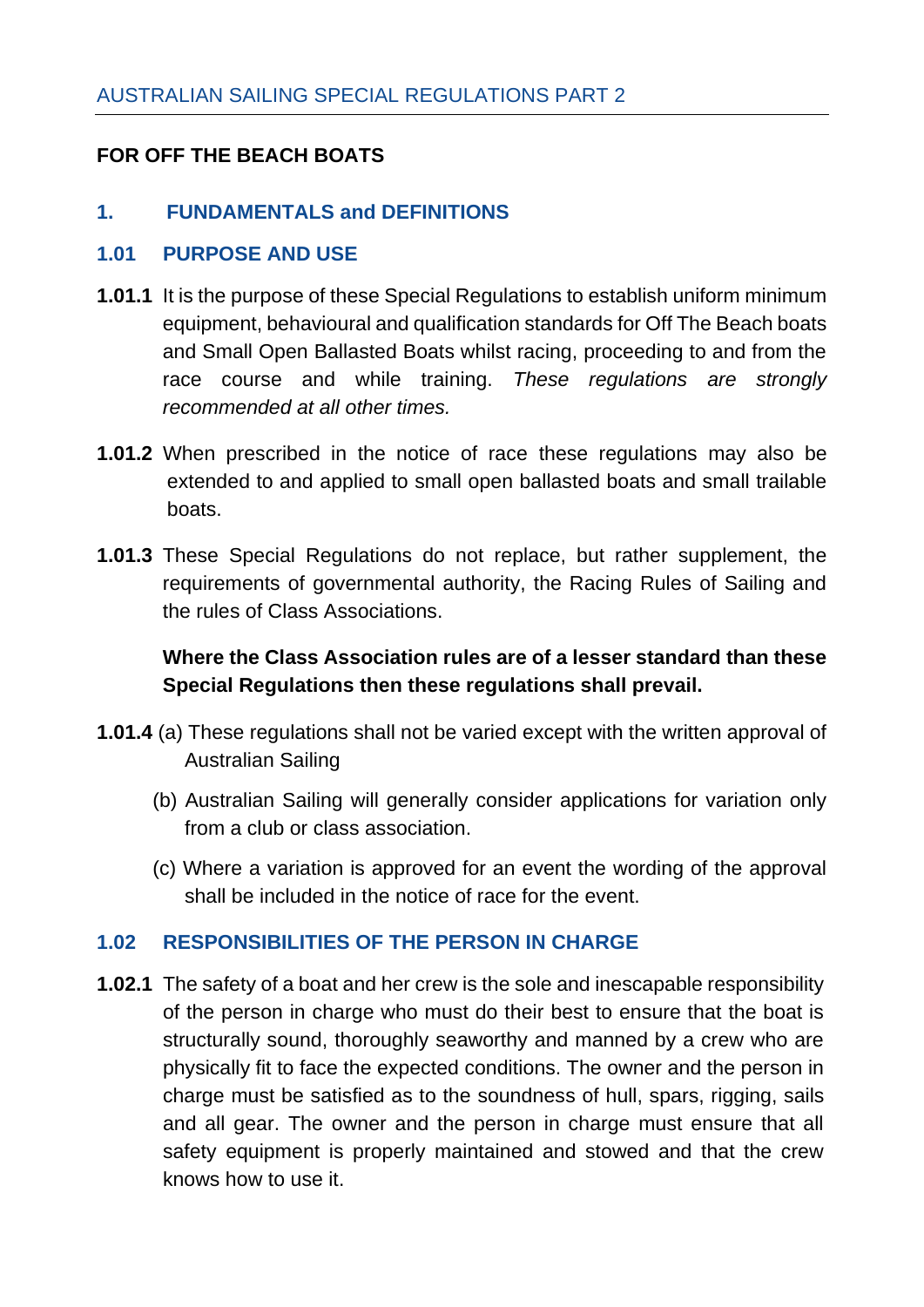AUSTRALIAN SAILING SPECIAL REGULATIONS PART 2

**FOR OFF THE BEACH BOATS**

## 1. FUNDAMENTALS and DEFINITIONS

### 1.01 PURPOSE AND USE

**1.01.1** It is the purpose of these Special Regulations to establish uniform minimum equipment, behavioural and qualification standards for Off The Beach boats and Small Open Ballasted Boats whilst racing, proceeding to and from the race course and while training. *These regulations are strongly recommended at all other times.*

**1.01.2** When prescribed in the notice of race these regulations may also be extended to and applied to small open ballasted boats and small trailable boats.

**1.01.3** These Special Regulations do not replace, but rather supplement, the requirements of governmental authority, the Racing Rules of Sailing and the rules of Class Associations.

**Where the Class Association rules are of a lesser standard than these Special Regulations then these regulations shall prevail.**

**1.01.4** (a) These regulations shall not be varied except with the written approval of Australian Sailing

(b) Australian Sailing will generally consider applications for variation only from a club or class association.

(c) Where a variation is approved for an event the wording of the approval shall be included in the notice of race for the event.

### 1.02 RESPONSIBILITIES OF THE PERSON IN CHARGE

**1.02.1** The safety of a boat and her crew is the sole and inescapable responsibility of the person in charge who must do their best to ensure that the boat is structurally sound, thoroughly seaworthy and manned by a crew who are physically fit to face the expected conditions. The owner and the person in charge must be satisfied as to the soundness of hull, spars, rigging, sails and all gear. The owner and the person in charge must ensure that all safety equipment is properly maintained and stowed and that the crew knows how to use it.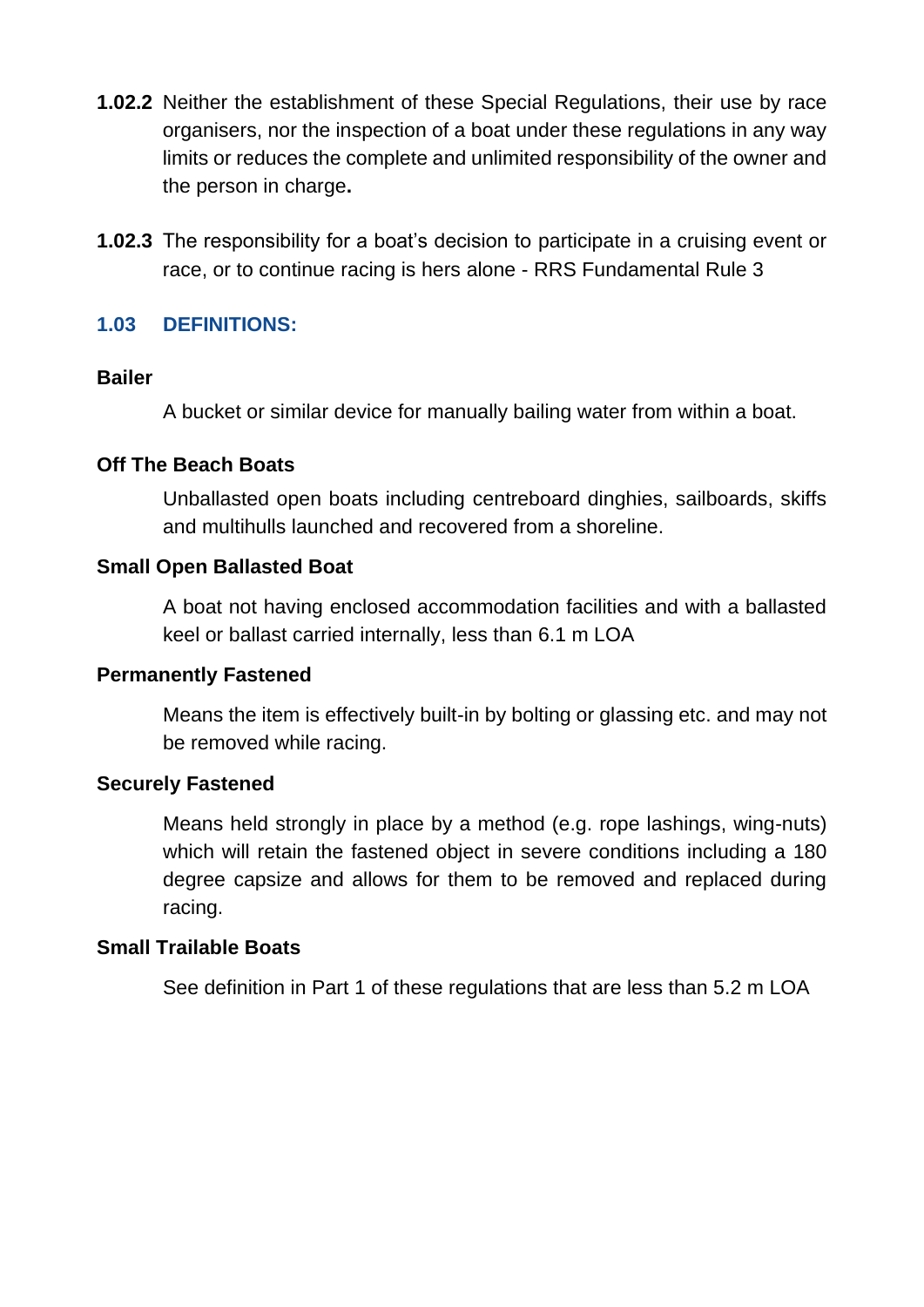**1.02.2** Neither the establishment of these Special Regulations, their use by race organisers, nor the inspection of a boat under these regulations in any way limits or reduces the complete and unlimited responsibility of the owner and the person in charge**.**

**1.02.3** The responsibility for a boat's decision to participate in a cruising event or race, or to continue racing is hers alone - RRS Fundamental Rule 3

### 1.03 DEFINITIONS:

**Bailer**

A bucket or similar device for manually bailing water from within a boat.

**Off The Beach Boats**

Unballasted open boats including centreboard dinghies, sailboards, skiffs and multihulls launched and recovered from a shoreline.

**Small Open Ballasted Boat**

A boat not having enclosed accommodation facilities and with a ballasted keel or ballast carried internally, less than 6.1 m LOA

**Permanently Fastened**

Means the item is effectively built-in by bolting or glassing etc. and may not be removed while racing.

**Securely Fastened**

Means held strongly in place by a method (e.g. rope lashings, wing-nuts) which will retain the fastened object in severe conditions including a 180 degree capsize and allows for them to be removed and replaced during racing.

**Small Trailable Boats**

See definition in Part 1 of these regulations that are less than 5.2 m LOA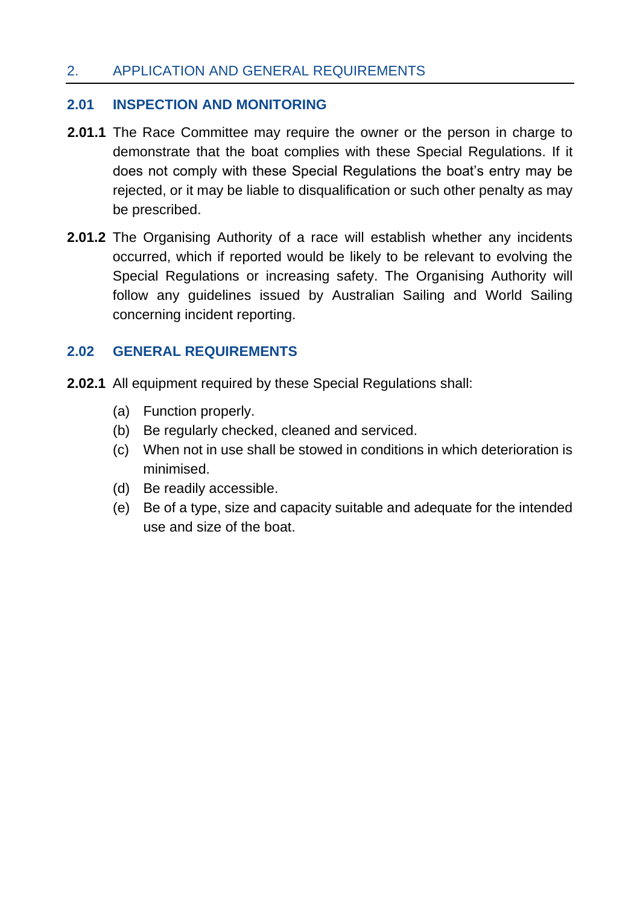## 2. APPLICATION AND GENERAL REQUIREMENTS

### 2.01 INSPECTION AND MONITORING

**2.01.1** The Race Committee may require the owner or the person in charge to demonstrate that the boat complies with these Special Regulations. If it does not comply with these Special Regulations the boat's entry may be rejected, or it may be liable to disqualification or such other penalty as may be prescribed.

**2.01.2** The Organising Authority of a race will establish whether any incidents occurred, which if reported would be likely to be relevant to evolving the Special Regulations or increasing safety. The Organising Authority will follow any guidelines issued by Australian Sailing and World Sailing concerning incident reporting.

### 2.02 GENERAL REQUIREMENTS

**2.02.1** All equipment required by these Special Regulations shall:

- (a) Function properly.
- (b) Be regularly checked, cleaned and serviced.
- (c) When not in use shall be stowed in conditions in which deterioration is minimised.
- (d) Be readily accessible.
- (e) Be of a type, size and capacity suitable and adequate for the intended use and size of the boat.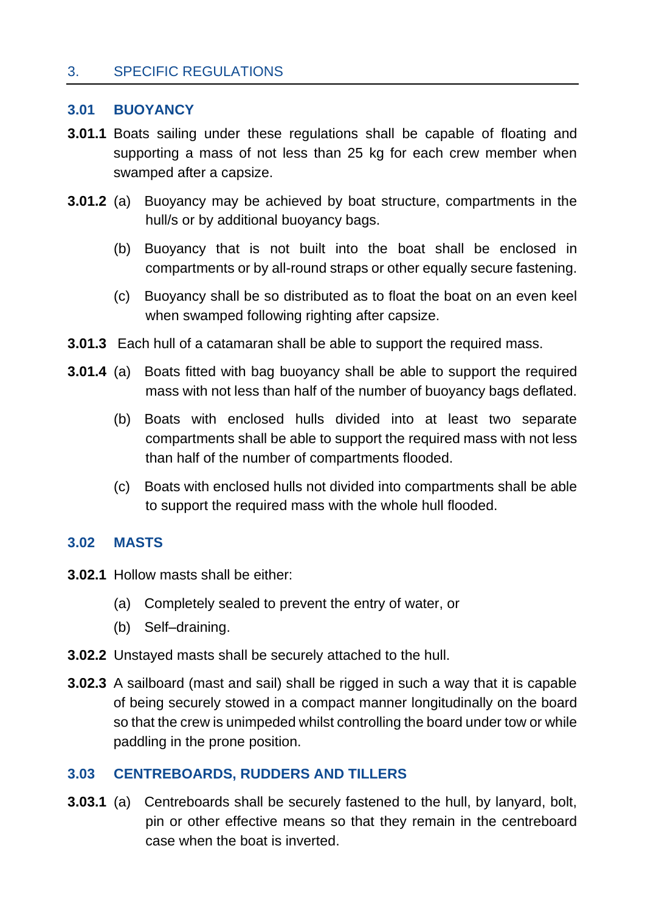## 3. SPECIFIC REGULATIONS

### 3.01 BUOYANCY

**3.01.1** Boats sailing under these regulations shall be capable of floating and supporting a mass of not less than 25 kg for each crew member when swamped after a capsize.

**3.01.2** (a) Buoyancy may be achieved by boat structure, compartments in the hull/s or by additional buoyancy bags.

(b) Buoyancy that is not built into the boat shall be enclosed in compartments or by all-round straps or other equally secure fastening.

(c) Buoyancy shall be so distributed as to float the boat on an even keel when swamped following righting after capsize.

**3.01.3** Each hull of a catamaran shall be able to support the required mass.

**3.01.4** (a) Boats fitted with bag buoyancy shall be able to support the required mass with not less than half of the number of buoyancy bags deflated.

(b) Boats with enclosed hulls divided into at least two separate compartments shall be able to support the required mass with not less than half of the number of compartments flooded.

(c) Boats with enclosed hulls not divided into compartments shall be able to support the required mass with the whole hull flooded.

### 3.02 MASTS

**3.02.1** Hollow masts shall be either:

(a) Completely sealed to prevent the entry of water, or

(b) Self–draining.

**3.02.2** Unstayed masts shall be securely attached to the hull.

**3.02.3** A sailboard (mast and sail) shall be rigged in such a way that it is capable of being securely stowed in a compact manner longitudinally on the board so that the crew is unimpeded whilst controlling the board under tow or while paddling in the prone position.

### 3.03 CENTREBOARDS, RUDDERS AND TILLERS

**3.03.1** (a) Centreboards shall be securely fastened to the hull, by lanyard, bolt, pin or other effective means so that they remain in the centreboard case when the boat is inverted.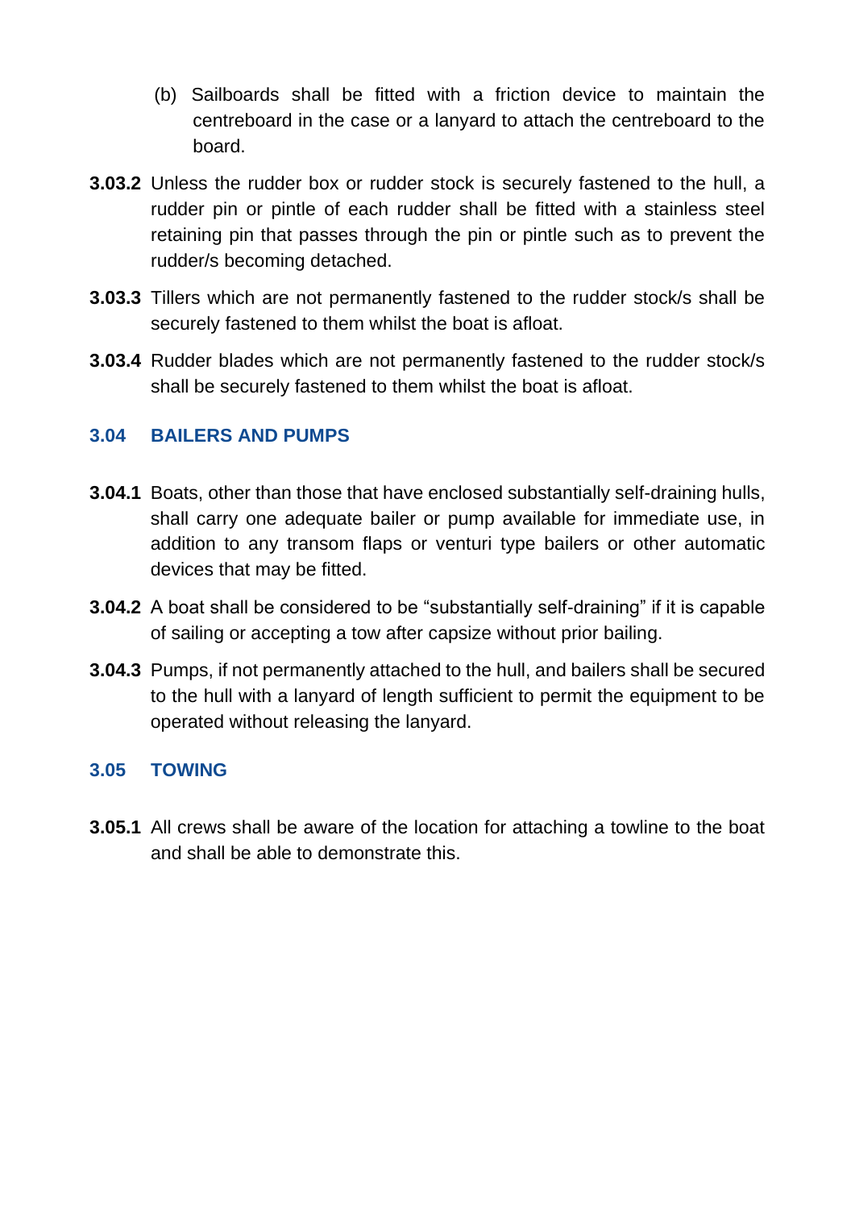(b) Sailboards shall be fitted with a friction device to maintain the centreboard in the case or a lanyard to attach the centreboard to the board.

**3.03.2** Unless the rudder box or rudder stock is securely fastened to the hull, a rudder pin or pintle of each rudder shall be fitted with a stainless steel retaining pin that passes through the pin or pintle such as to prevent the rudder/s becoming detached.

**3.03.3** Tillers which are not permanently fastened to the rudder stock/s shall be securely fastened to them whilst the boat is afloat.

**3.03.4** Rudder blades which are not permanently fastened to the rudder stock/s shall be securely fastened to them whilst the boat is afloat.

## 3.04 BAILERS AND PUMPS

**3.04.1** Boats, other than those that have enclosed substantially self-draining hulls, shall carry one adequate bailer or pump available for immediate use, in addition to any transom flaps or venturi type bailers or other automatic devices that may be fitted.

**3.04.2** A boat shall be considered to be "substantially self-draining" if it is capable of sailing or accepting a tow after capsize without prior bailing.

**3.04.3** Pumps, if not permanently attached to the hull, and bailers shall be secured to the hull with a lanyard of length sufficient to permit the equipment to be operated without releasing the lanyard.

## 3.05 TOWING

**3.05.1** All crews shall be aware of the location for attaching a towline to the boat and shall be able to demonstrate this.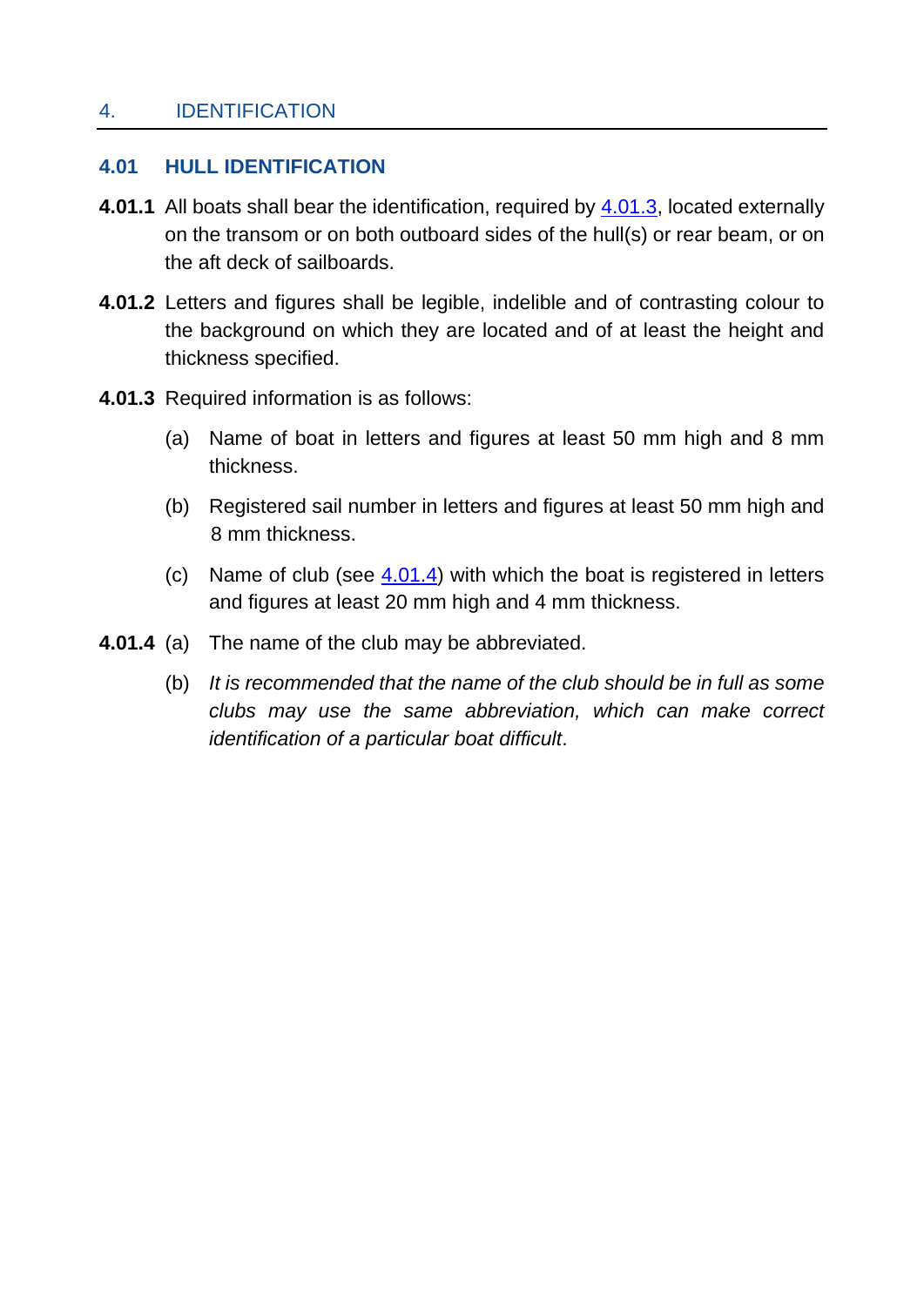# 4. IDENTIFICATION

## 4.01 HULL IDENTIFICATION

**4.01.1** All boats shall bear the identification, required by 4.01.3, located externally on the transom or on both outboard sides of the hull(s) or rear beam, or on the aft deck of sailboards.

**4.01.2** Letters and figures shall be legible, indelible and of contrasting colour to the background on which they are located and of at least the height and thickness specified.

**4.01.3** Required information is as follows:

(a) Name of boat in letters and figures at least 50 mm high and 8 mm thickness.

(b) Registered sail number in letters and figures at least 50 mm high and 8 mm thickness.

(c) Name of club (see 4.01.4) with which the boat is registered in letters and figures at least 20 mm high and 4 mm thickness.

**4.01.4** (a) The name of the club may be abbreviated.

(b) *It is recommended that the name of the club should be in full as some clubs may use the same abbreviation, which can make correct identification of a particular boat difficult*.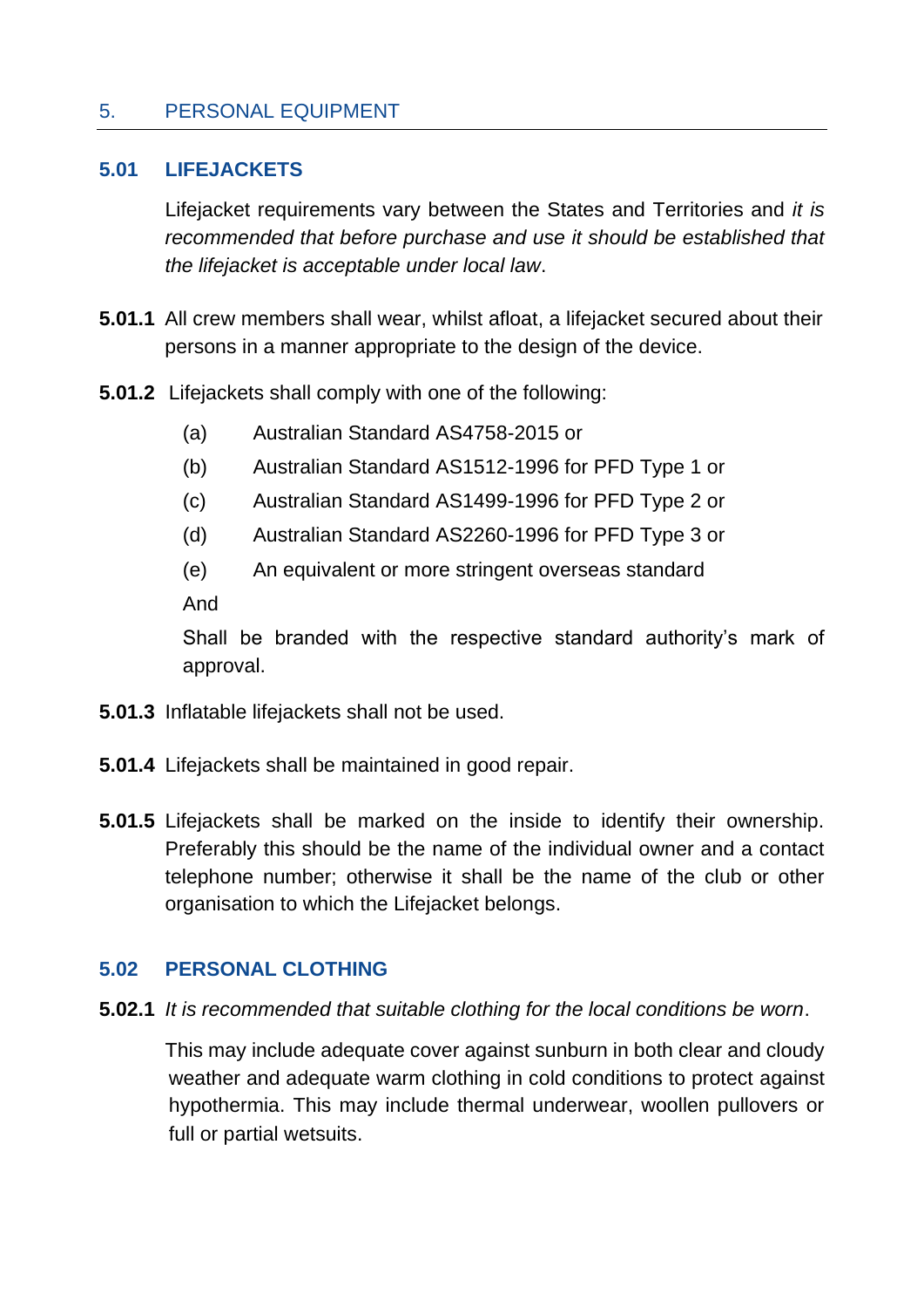# 5. PERSONAL EQUIPMENT

## 5.01 LIFEJACKETS

Lifejacket requirements vary between the States and Territories and *it is recommended that before purchase and use it should be established that the lifejacket is acceptable under local law*.

**5.01.1** All crew members shall wear, whilst afloat, a lifejacket secured about their persons in a manner appropriate to the design of the device.

**5.01.2** Lifejackets shall comply with one of the following:

- (a) Australian Standard AS4758-2015 or
- (b) Australian Standard AS1512-1996 for PFD Type 1 or
- (c) Australian Standard AS1499-1996 for PFD Type 2 or
- (d) Australian Standard AS2260-1996 for PFD Type 3 or
- (e) An equivalent or more stringent overseas standard

And

Shall be branded with the respective standard authority's mark of approval.

**5.01.3** Inflatable lifejackets shall not be used.

**5.01.4** Lifejackets shall be maintained in good repair.

**5.01.5** Lifejackets shall be marked on the inside to identify their ownership. Preferably this should be the name of the individual owner and a contact telephone number; otherwise it shall be the name of the club or other organisation to which the Lifejacket belongs.

## 5.02 PERSONAL CLOTHING

**5.02.1** *It is recommended that suitable clothing for the local conditions be worn*.

This may include adequate cover against sunburn in both clear and cloudy weather and adequate warm clothing in cold conditions to protect against hypothermia. This may include thermal underwear, woollen pullovers or full or partial wetsuits.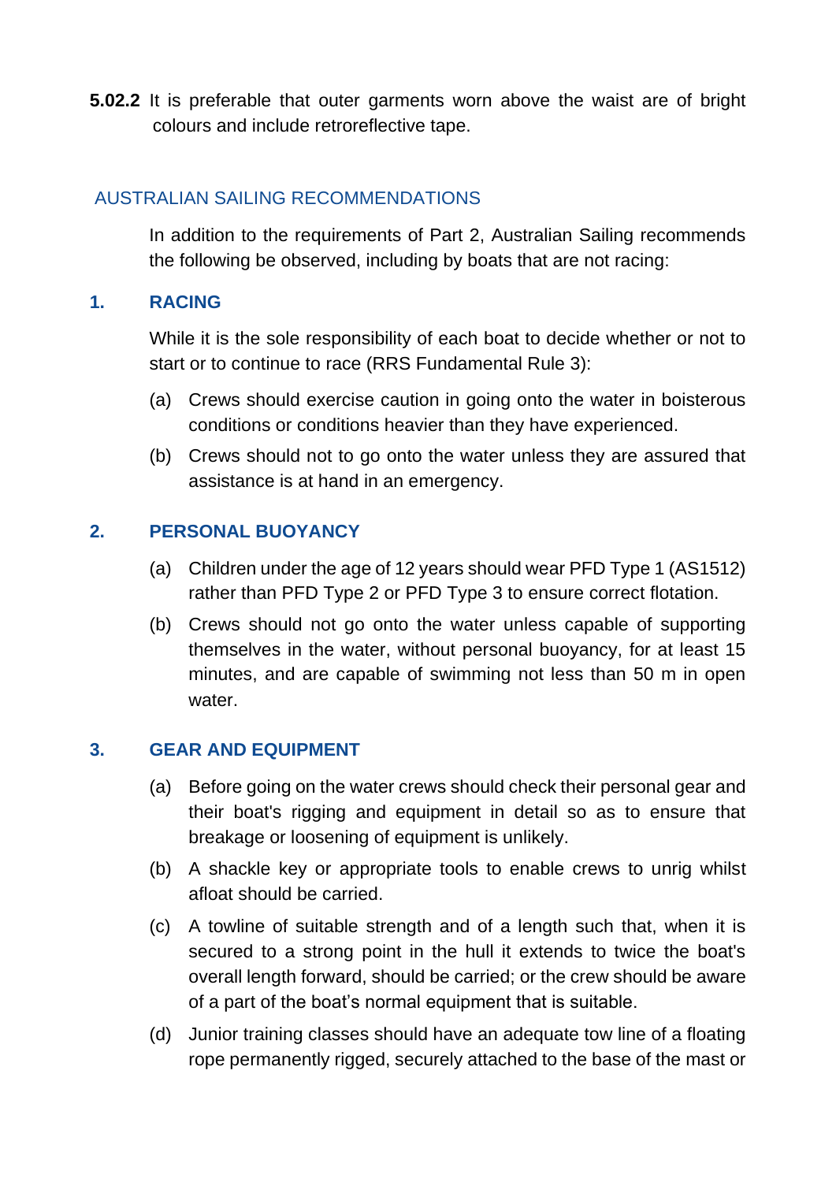**5.02.2** It is preferable that outer garments worn above the waist are of bright colours and include retroreflective tape.

## AUSTRALIAN SAILING RECOMMENDATIONS

In addition to the requirements of Part 2, Australian Sailing recommends the following be observed, including by boats that are not racing:

### 1. RACING

While it is the sole responsibility of each boat to decide whether or not to start or to continue to race (RRS Fundamental Rule 3):

(a) Crews should exercise caution in going onto the water in boisterous conditions or conditions heavier than they have experienced.

(b) Crews should not to go onto the water unless they are assured that assistance is at hand in an emergency.

### 2. PERSONAL BUOYANCY

(a) Children under the age of 12 years should wear PFD Type 1 (AS1512) rather than PFD Type 2 or PFD Type 3 to ensure correct flotation.

(b) Crews should not go onto the water unless capable of supporting themselves in the water, without personal buoyancy, for at least 15 minutes, and are capable of swimming not less than 50 m in open water.

### 3. GEAR AND EQUIPMENT

(a) Before going on the water crews should check their personal gear and their boat's rigging and equipment in detail so as to ensure that breakage or loosening of equipment is unlikely.

(b) A shackle key or appropriate tools to enable crews to unrig whilst afloat should be carried.

(c) A towline of suitable strength and of a length such that, when it is secured to a strong point in the hull it extends to twice the boat's overall length forward, should be carried; or the crew should be aware of a part of the boat's normal equipment that is suitable.

(d) Junior training classes should have an adequate tow line of a floating rope permanently rigged, securely attached to the base of the mast or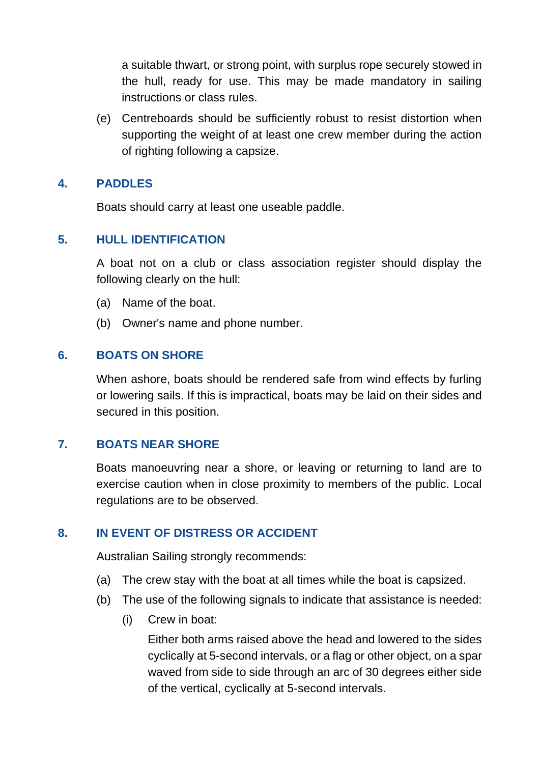a suitable thwart, or strong point, with surplus rope securely stowed in the hull, ready for use. This may be made mandatory in sailing instructions or class rules.

(e) Centreboards should be sufficiently robust to resist distortion when supporting the weight of at least one crew member during the action of righting following a capsize.

## 4. PADDLES

Boats should carry at least one useable paddle.

## 5. HULL IDENTIFICATION

A boat not on a club or class association register should display the following clearly on the hull:

(a) Name of the boat.

(b) Owner's name and phone number.

## 6. BOATS ON SHORE

When ashore, boats should be rendered safe from wind effects by furling or lowering sails. If this is impractical, boats may be laid on their sides and secured in this position.

## 7. BOATS NEAR SHORE

Boats manoeuvring near a shore, or leaving or returning to land are to exercise caution when in close proximity to members of the public. Local regulations are to be observed.

## 8. IN EVENT OF DISTRESS OR ACCIDENT

Australian Sailing strongly recommends:

(a) The crew stay with the boat at all times while the boat is capsized.

(b) The use of the following signals to indicate that assistance is needed:

(i) Crew in boat:

Either both arms raised above the head and lowered to the sides cyclically at 5-second intervals, or a flag or other object, on a spar waved from side to side through an arc of 30 degrees either side of the vertical, cyclically at 5-second intervals.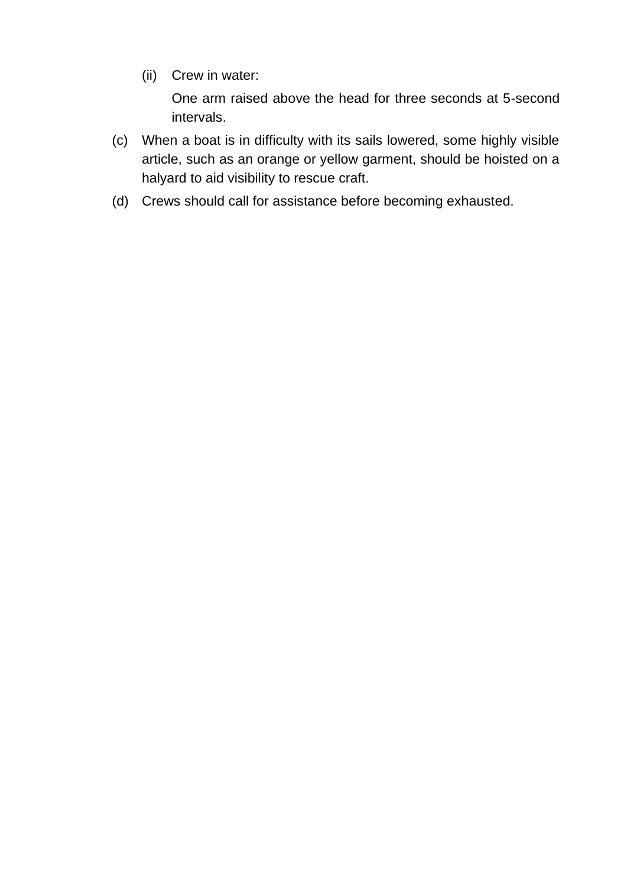(ii) Crew in water:

One arm raised above the head for three seconds at 5-second intervals.

(c) When a boat is in difficulty with its sails lowered, some highly visible article, such as an orange or yellow garment, should be hoisted on a halyard to aid visibility to rescue craft.

(d) Crews should call for assistance before becoming exhausted.